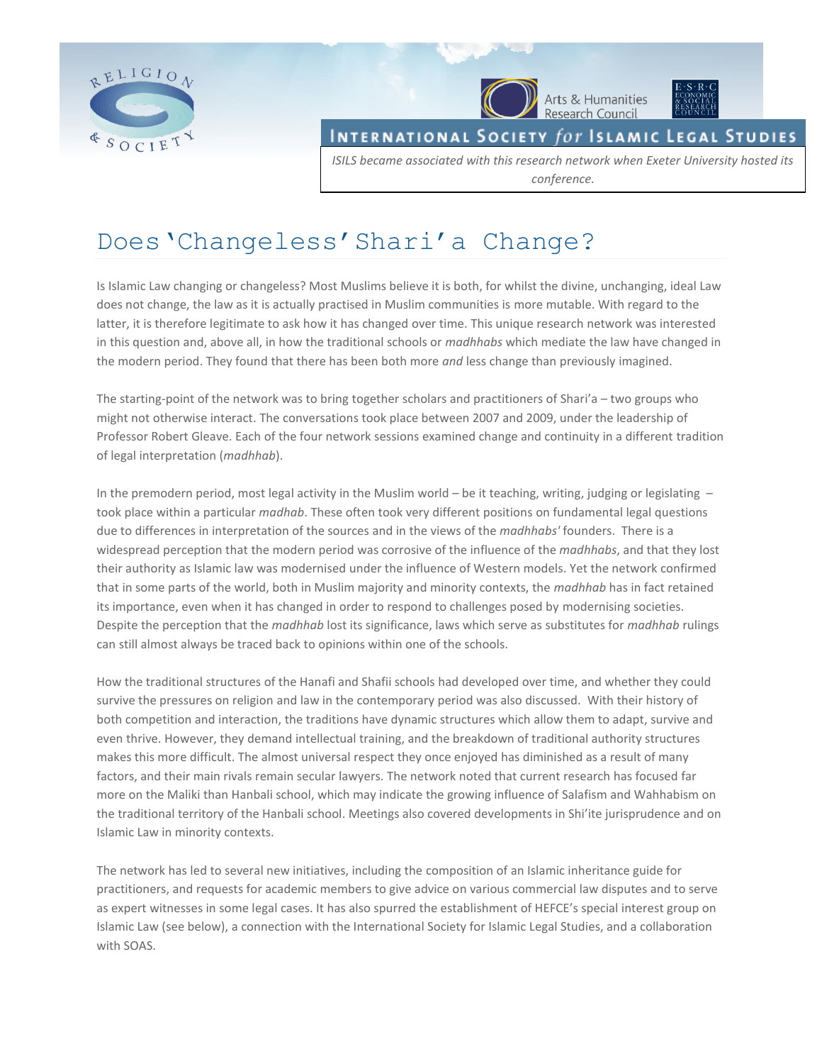Arts & Humanities Research Council

INTERNATIONAL SOCIETY *for* ISLAMIC LEGAL STUDIES

*ISLS became associated with this research network when Exeter University hosted its conference.*

# Does 'Changeless' Shari'a Change?

Is Islamic Law changing or changeless? Most Muslims believe it is both, for whilst the divine, unchanging, ideal Law does not change, the law as it is actually practised in Muslim communities is more mutable. With regard to the latter, it is therefore legitimate to ask how it has changed over time. This unique research network was interested in this question and, above all, in how the traditional schools or *madhhabs* which mediate the law have changed in the modern period. They found that there has been both more *and* less change than previously imagined.

The starting-point of the network was to bring together scholars and practitioners of Shari'a – two groups who might not otherwise interact. The conversations took place between 2007 and 2009, under the leadership of Professor Robert Gleave. Each of the four network sessions examined change and continuity in a different tradition of legal interpretation (*madhhab*).

In the premodern period, most legal activity in the Muslim world – be it teaching, writing, judging or legislating – took place within a particular *madhab*. These often took very different positions on fundamental legal questions due to differences in interpretation of the sources and in the views of the *madhhabs'* founders. There is a widespread perception that the modern period was corrosive of the influence of the *madhhabs*, and that they lost their authority as Islamic law was modernised under the influence of Western models. Yet the network confirmed that in some parts of the world, both in Muslim majority and minority contexts, the *madhhab* has in fact retained its importance, even when it has changed in order to respond to challenges posed by modernising societies. Despite the perception that the *madhhab* lost its significance, laws which serve as substitutes for *madhhab* rulings can still almost always be traced back to opinions within one of the schools.

How the traditional structures of the Hanafi and Shafii schools had developed over time, and whether they could survive the pressures on religion and law in the contemporary period was also discussed. With their history of both competition and interaction, the traditions have dynamic structures which allow them to adapt, survive and even thrive. However, they demand intellectual training, and the breakdown of traditional authority structures makes this more difficult. The almost universal respect they once enjoyed has diminished as a result of many factors, and their main rivals remain secular lawyers. The network noted that current research has focused far more on the Maliki than Hanbali school, which may indicate the growing influence of Salafism and Wahhabism on the traditional territory of the Hanbali school. Meetings also covered developments in Shi'ite jurisprudence and on Islamic Law in minority contexts.

The network has led to several new initiatives, including the composition of an Islamic inheritance guide for practitioners, and requests for academic members to give advice on various commercial law disputes and to serve as expert witnesses in some legal cases. It has also spurred the establishment of HEFCE's special interest group on Islamic Law (see below), a connection with the International Society for Islamic Legal Studies, and a collaboration with SOAS.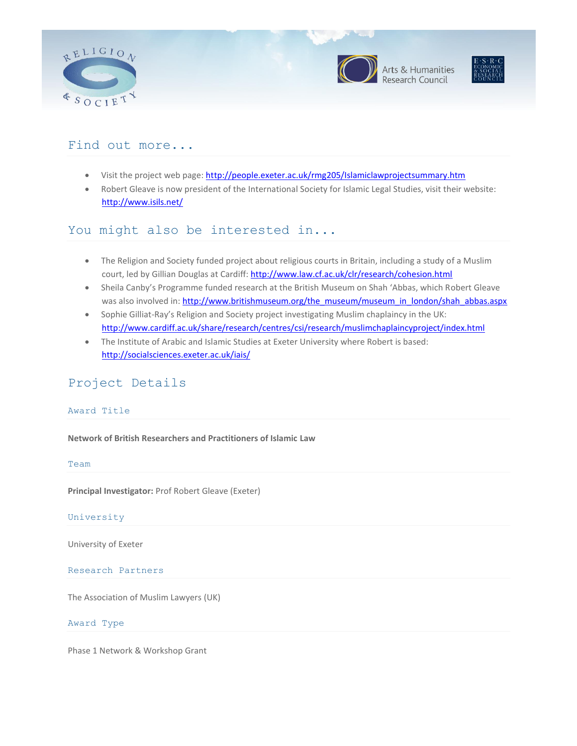## Find out more...

- Visit the project web page: http://people.exeter.ac.uk/rmg205/Islamiclawprojectsummary.htm
- Robert Gleave is now president of the International Society for Islamic Legal Studies, visit their website: http://www.isils.net/

## You might also be interested in...

- The Religion and Society funded project about religious courts in Britain, including a study of a Muslim court, led by Gillian Douglas at Cardiff: http://www.law.cf.ac.uk/clr/research/cohesion.html
- Sheila Canby's Programme funded research at the British Museum on Shah 'Abbas, which Robert Gleave was also involved in: http://www.britishmuseum.org/the_museum/museum_in_london/shah_abbas.aspx
- Sophie Gilliat-Ray's Religion and Society project investigating Muslim chaplaincy in the UK: http://www.cardiff.ac.uk/share/research/centres/csi/research/muslimchaplaincyproject/index.html
- The Institute of Arabic and Islamic Studies at Exeter University where Robert is based: http://socialsciences.exeter.ac.uk/iais/

## Project Details

### Award Title

**Network of British Researchers and Practitioners of Islamic Law**

### Team

**Principal Investigator:** Prof Robert Gleave (Exeter)

### University

University of Exeter

### Research Partners

The Association of Muslim Lawyers (UK)

### Award Type

Phase 1 Network & Workshop Grant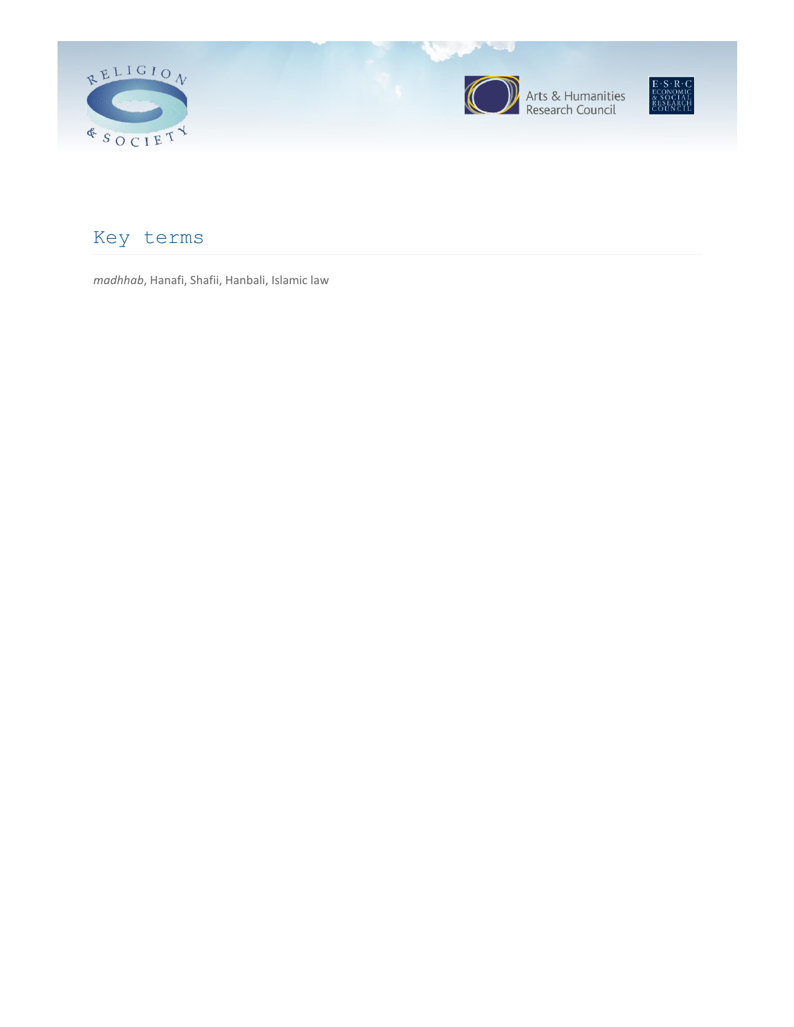## Key terms

*madhhab*, Hanafi, Shafii, Hanbali, Islamic law